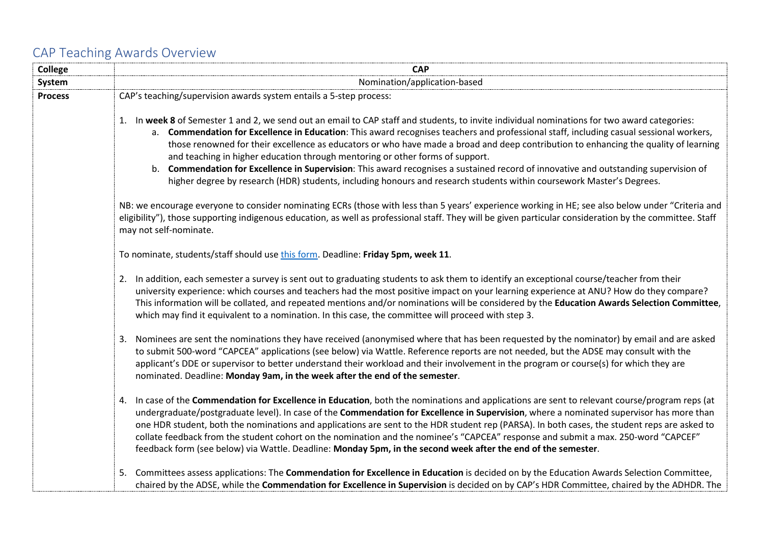# CAP Teaching Awards Overview

| College | CAP |
|---|---|
| System | Nomination/application-based |
| Process | CAP's teaching/supervision awards system entails a 5-step process:<br><br>1. In **week 8** of Semester 1 and 2, we send out an email to CAP staff and students, to invite individual nominations for two award categories:<br>&nbsp;&nbsp;&nbsp;&nbsp;a. **Commendation for Excellence in Education**: This award recognises teachers and professional staff, including casual sessional workers, those renowned for their excellence as educators or who have made a broad and deep contribution to enhancing the quality of learning and teaching in higher education through mentoring or other forms of support.<br>&nbsp;&nbsp;&nbsp;&nbsp;b. **Commendation for Excellence in Supervision**: This award recognises a sustained record of innovative and outstanding supervision of higher degree by research (HDR) students, including honours and research students within coursework Master's Degrees.<br><br>NB: we encourage everyone to consider nominating ECRs (those with less than 5 years' experience working in HE; see also below under "Criteria and eligibility"), those supporting indigenous education, as well as professional staff. They will be given particular consideration by the committee. Staff may not self-nominate.<br><br>To nominate, students/staff should use [this form](). Deadline: **Friday 5pm, week 11**.<br><br>2. In addition, each semester a survey is sent out to graduating students to ask them to identify an exceptional course/teacher from their university experience: which courses and teachers had the most positive impact on your learning experience at ANU? How do they compare? This information will be collated, and repeated mentions and/or nominations will be considered by the **Education Awards Selection Committee**, which may find it equivalent to a nomination. In this case, the committee will proceed with step 3.<br><br>3. Nominees are sent the nominations they have received (anonymised where that has been requested by the nominator) by email and are asked to submit 500-word "CAPCEA" applications (see below) via Wattle. Reference reports are not needed, but the ADSE may consult with the applicant's DDE or supervisor to better understand their workload and their involvement in the program or course(s) for which they are nominated. Deadline: **Monday 9am, in the week after the end of the semester**.<br><br>4. In case of the **Commendation for Excellence in Education**, both the nominations and applications are sent to relevant course/program reps (at undergraduate/postgraduate level). In case of the **Commendation for Excellence in Supervision**, where a nominated supervisor has more than one HDR student, both the nominations and applications are sent to the HDR student rep (PARSA). In both cases, the student reps are asked to collate feedback from the student cohort on the nomination and the nominee's "CAPCEA" response and submit a max. 250-word "CAPCEF" feedback form (see below) via Wattle. Deadline: **Monday 5pm, in the second week after the end of the semester**.<br><br>5. Committees assess applications: The **Commendation for Excellence in Education** is decided on by the Education Awards Selection Committee, chaired by the ADSE, while the **Commendation for Excellence in Supervision** is decided on by CAP's HDR Committee, chaired by the ADHDR. The |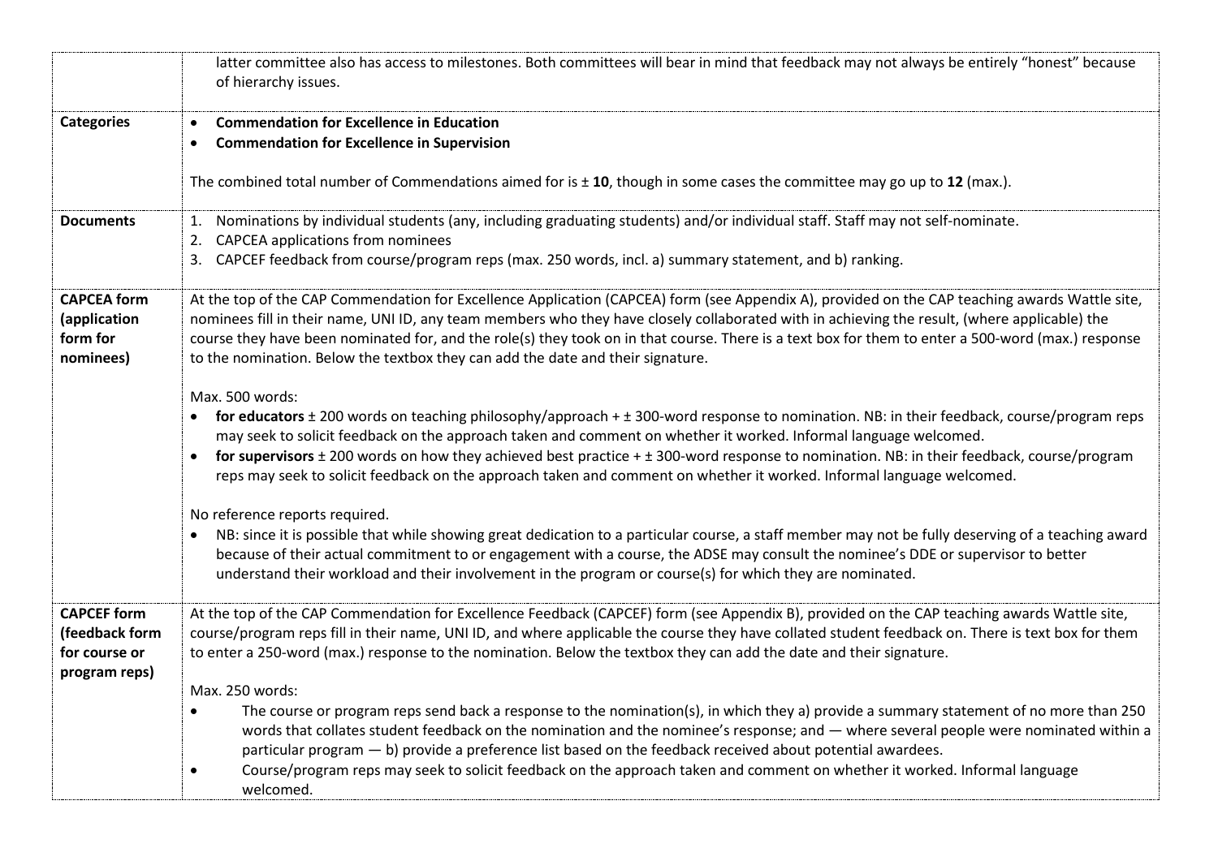| | |
|---|---|
| | latter committee also has access to milestones. Both committees will bear in mind that feedback may not always be entirely "honest" because of hierarchy issues. |
| **Categories** | • **Commendation for Excellence in Education**<br>• **Commendation for Excellence in Supervision**<br><br>The combined total number of Commendations aimed for is ± **10**, though in some cases the committee may go up to **12** (max.). |
| **Documents** | 1. Nominations by individual students (any, including graduating students) and/or individual staff. Staff may not self-nominate.<br>2. CAPCEA applications from nominees<br>3. CAPCEF feedback from course/program reps (max. 250 words, incl. a) summary statement, and b) ranking. |
| **CAPCEA form (application form for nominees)** | At the top of the CAP Commendation for Excellence Application (CAPCEA) form (see Appendix A), provided on the CAP teaching awards Wattle site, nominees fill in their name, UNI ID, any team members who they have closely collaborated with in achieving the result, (where applicable) the course they have been nominated for, and the role(s) they took on in that course. There is a text box for them to enter a 500-word (max.) response to the nomination. Below the textbox they can add the date and their signature.<br><br>Max. 500 words:<br>• **for educators** ± 200 words on teaching philosophy/approach + ± 300-word response to nomination. NB: in their feedback, course/program reps may seek to solicit feedback on the approach taken and comment on whether it worked. Informal language welcomed.<br>• **for supervisors** ± 200 words on how they achieved best practice + ± 300-word response to nomination. NB: in their feedback, course/program reps may seek to solicit feedback on the approach taken and comment on whether it worked. Informal language welcomed.<br><br>No reference reports required.<br>• NB: since it is possible that while showing great dedication to a particular course, a staff member may not be fully deserving of a teaching award because of their actual commitment to or engagement with a course, the ADSE may consult the nominee's DDE or supervisor to better understand their workload and their involvement in the program or course(s) for which they are nominated. |
| **CAPCEF form (feedback form for course or program reps)** | At the top of the CAP Commendation for Excellence Feedback (CAPCEF) form (see Appendix B), provided on the CAP teaching awards Wattle site, course/program reps fill in their name, UNI ID, and where applicable the course they have collated student feedback on. There is text box for them to enter a 250-word (max.) response to the nomination. Below the textbox they can add the date and their signature.<br><br>Max. 250 words:<br>• The course or program reps send back a response to the nomination(s), in which they a) provide a summary statement of no more than 250 words that collates student feedback on the nomination and the nominee's response; and — where several people were nominated within a particular program — b) provide a preference list based on the feedback received about potential awardees.<br>• Course/program reps may seek to solicit feedback on the approach taken and comment on whether it worked. Informal language welcomed. |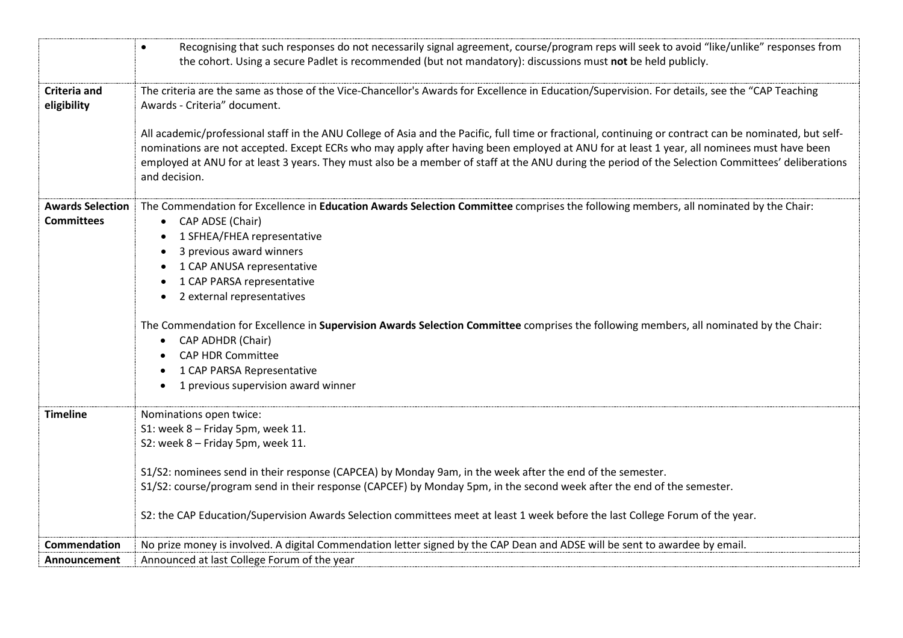| | |
|---|---|
| | • Recognising that such responses do not necessarily signal agreement, course/program reps will seek to avoid "like/unlike" responses from the cohort. Using a secure Padlet is recommended (but not mandatory): discussions must **not** be held publicly. |
| **Criteria and eligibility** | The criteria are the same as those of the Vice-Chancellor's Awards for Excellence in Education/Supervision. For details, see the "CAP Teaching Awards - Criteria" document.<br><br>All academic/professional staff in the ANU College of Asia and the Pacific, full time or fractional, continuing or contract can be nominated, but self-nominations are not accepted. Except ECRs who may apply after having been employed at ANU for at least 1 year, all nominees must have been employed at ANU for at least 3 years. They must also be a member of staff at the ANU during the period of the Selection Committees' deliberations and decision. |
| **Awards Selection Committees** | The Commendation for Excellence in **Education Awards Selection Committee** comprises the following members, all nominated by the Chair:<br>• CAP ADSE (Chair)<br>• 1 SFHEA/FHEA representative<br>• 3 previous award winners<br>• 1 CAP ANUSA representative<br>• 1 CAP PARSA representative<br>• 2 external representatives<br><br>The Commendation for Excellence in **Supervision Awards Selection Committee** comprises the following members, all nominated by the Chair:<br>• CAP ADHDR (Chair)<br>• CAP HDR Committee<br>• 1 CAP PARSA Representative<br>• 1 previous supervision award winner |
| **Timeline** | Nominations open twice:<br>S1: week 8 – Friday 5pm, week 11.<br>S2: week 8 – Friday 5pm, week 11.<br><br>S1/S2: nominees send in their response (CAPCEA) by Monday 9am, in the week after the end of the semester.<br>S1/S2: course/program send in their response (CAPCEF) by Monday 5pm, in the second week after the end of the semester.<br><br>S2: the CAP Education/Supervision Awards Selection committees meet at least 1 week before the last College Forum of the year. |
| **Commendation** | No prize money is involved. A digital Commendation letter signed by the CAP Dean and ADSE will be sent to awardee by email. |
| **Announcement** | Announced at last College Forum of the year |